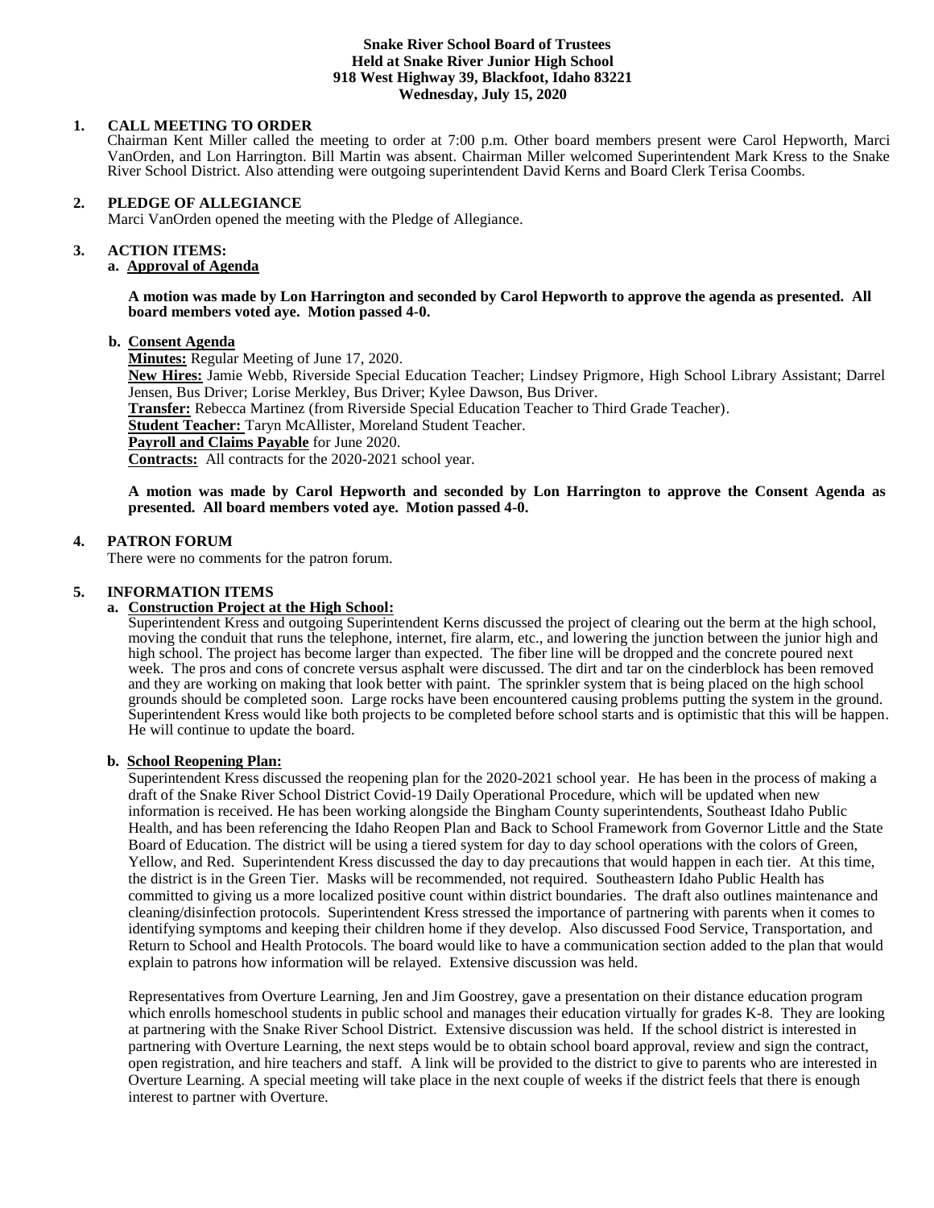**Snake River School Board of Trustees**
**Held at Snake River Junior High School**
**918 West Highway 39, Blackfoot, Idaho 83221**
**Wednesday, July 15, 2020**

**1. CALL MEETING TO ORDER**

Chairman Kent Miller called the meeting to order at 7:00 p.m. Other board members present were Carol Hepworth, Marci VanOrden, and Lon Harrington. Bill Martin was absent. Chairman Miller welcomed Superintendent Mark Kress to the Snake River School District. Also attending were outgoing superintendent David Kerns and Board Clerk Terisa Coombs.

**2. PLEDGE OF ALLEGIANCE**

Marci VanOrden opened the meeting with the Pledge of Allegiance.

**3. ACTION ITEMS:**

**a. Approval of Agenda**

**A motion was made by Lon Harrington and seconded by Carol Hepworth to approve the agenda as presented. All board members voted aye. Motion passed 4-0.**

**b. Consent Agenda**

**Minutes:** Regular Meeting of June 17, 2020.
**New Hires:** Jamie Webb, Riverside Special Education Teacher; Lindsey Prigmore, High School Library Assistant; Darrel Jensen, Bus Driver; Lorise Merkley, Bus Driver; Kylee Dawson, Bus Driver.
**Transfer:** Rebecca Martinez (from Riverside Special Education Teacher to Third Grade Teacher).
**Student Teacher:** Taryn McAllister, Moreland Student Teacher.
**Payroll and Claims Payable** for June 2020.
**Contracts:** All contracts for the 2020-2021 school year.

**A motion was made by Carol Hepworth and seconded by Lon Harrington to approve the Consent Agenda as presented. All board members voted aye. Motion passed 4-0.**

**4. PATRON FORUM**

There were no comments for the patron forum.

**5. INFORMATION ITEMS**

**a. Construction Project at the High School:**

Superintendent Kress and outgoing Superintendent Kerns discussed the project of clearing out the berm at the high school, moving the conduit that runs the telephone, internet, fire alarm, etc., and lowering the junction between the junior high and high school. The project has become larger than expected. The fiber line will be dropped and the concrete poured next week. The pros and cons of concrete versus asphalt were discussed. The dirt and tar on the cinderblock has been removed and they are working on making that look better with paint. The sprinkler system that is being placed on the high school grounds should be completed soon. Large rocks have been encountered causing problems putting the system in the ground. Superintendent Kress would like both projects to be completed before school starts and is optimistic that this will be happen. He will continue to update the board.

**b. School Reopening Plan:**

Superintendent Kress discussed the reopening plan for the 2020-2021 school year. He has been in the process of making a draft of the Snake River School District Covid-19 Daily Operational Procedure, which will be updated when new information is received. He has been working alongside the Bingham County superintendents, Southeast Idaho Public Health, and has been referencing the Idaho Reopen Plan and Back to School Framework from Governor Little and the State Board of Education. The district will be using a tiered system for day to day school operations with the colors of Green, Yellow, and Red. Superintendent Kress discussed the day to day precautions that would happen in each tier. At this time, the district is in the Green Tier. Masks will be recommended, not required. Southeastern Idaho Public Health has committed to giving us a more localized positive count within district boundaries. The draft also outlines maintenance and cleaning/disinfection protocols. Superintendent Kress stressed the importance of partnering with parents when it comes to identifying symptoms and keeping their children home if they develop. Also discussed Food Service, Transportation, and Return to School and Health Protocols. The board would like to have a communication section added to the plan that would explain to patrons how information will be relayed. Extensive discussion was held.

Representatives from Overture Learning, Jen and Jim Goostrey, gave a presentation on their distance education program which enrolls homeschool students in public school and manages their education virtually for grades K-8. They are looking at partnering with the Snake River School District. Extensive discussion was held. If the school district is interested in partnering with Overture Learning, the next steps would be to obtain school board approval, review and sign the contract, open registration, and hire teachers and staff. A link will be provided to the district to give to parents who are interested in Overture Learning. A special meeting will take place in the next couple of weeks if the district feels that there is enough interest to partner with Overture.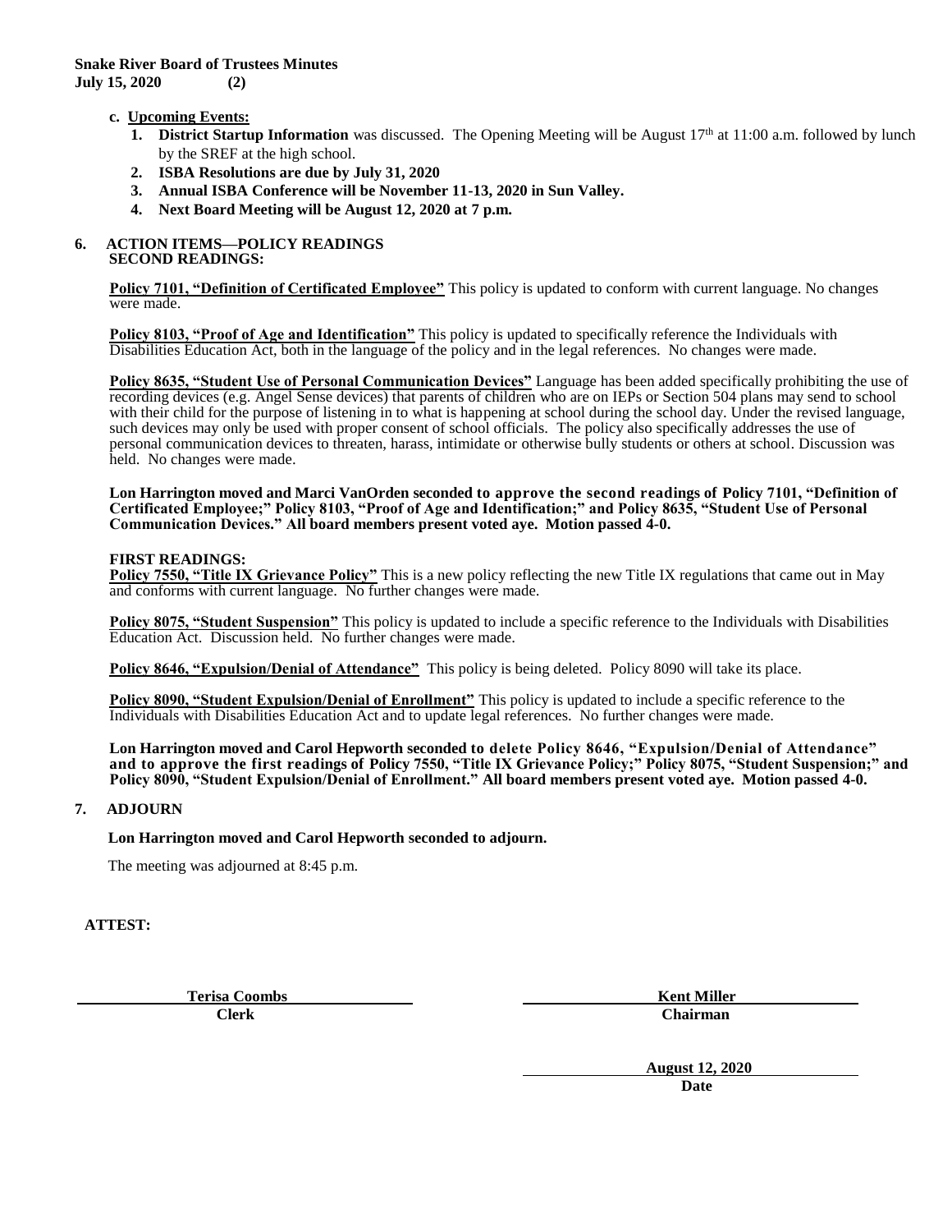c. **Upcoming Events:**

1. **District Startup Information** was discussed. The Opening Meeting will be August 17th at 11:00 a.m. followed by lunch by the SREF at the high school.
2. **ISBA Resolutions are due by July 31, 2020**
3. **Annual ISBA Conference will be November 11-13, 2020 in Sun Valley.**
4. **Next Board Meeting will be August 12, 2020 at 7 p.m.**

## 6. ACTION ITEMS—POLICY READINGS

**SECOND READINGS:**

**Policy 7101, "Definition of Certificated Employee"** This policy is updated to conform with current language. No changes were made.

**Policy 8103, "Proof of Age and Identification"** This policy is updated to specifically reference the Individuals with Disabilities Education Act, both in the language of the policy and in the legal references. No changes were made.

**Policy 8635, "Student Use of Personal Communication Devices"** Language has been added specifically prohibiting the use of recording devices (e.g. Angel Sense devices) that parents of children who are on IEPs or Section 504 plans may send to school with their child for the purpose of listening in to what is happening at school during the school day. Under the revised language, such devices may only be used with proper consent of school officials. The policy also specifically addresses the use of personal communication devices to threaten, harass, intimidate or otherwise bully students or others at school. Discussion was held. No changes were made.

**Lon Harrington moved and Marci VanOrden seconded to approve the second readings of Policy 7101, "Definition of Certificated Employee;" Policy 8103, "Proof of Age and Identification;" and Policy 8635, "Student Use of Personal Communication Devices." All board members present voted aye. Motion passed 4-0.**

**FIRST READINGS:**

**Policy 7550, "Title IX Grievance Policy"** This is a new policy reflecting the new Title IX regulations that came out in May and conforms with current language. No further changes were made.

**Policy 8075, "Student Suspension"** This policy is updated to include a specific reference to the Individuals with Disabilities Education Act. Discussion held. No further changes were made.

**Policy 8646, "Expulsion/Denial of Attendance"** This policy is being deleted. Policy 8090 will take its place.

**Policy 8090, "Student Expulsion/Denial of Enrollment"** This policy is updated to include a specific reference to the Individuals with Disabilities Education Act and to update legal references. No further changes were made.

**Lon Harrington moved and Carol Hepworth seconded to delete Policy 8646, "Expulsion/Denial of Attendance" and to approve the first readings of Policy 7550, "Title IX Grievance Policy;" Policy 8075, "Student Suspension;" and Policy 8090, "Student Expulsion/Denial of Enrollment." All board members present voted aye. Motion passed 4-0.**

## 7. ADJOURN

**Lon Harrington moved and Carol Hepworth seconded to adjourn.**

The meeting was adjourned at 8:45 p.m.

**ATTEST:**

**Terisa Coombs**
**Clerk**

**Kent Miller**
**Chairman**

**August 12, 2020**
**Date**